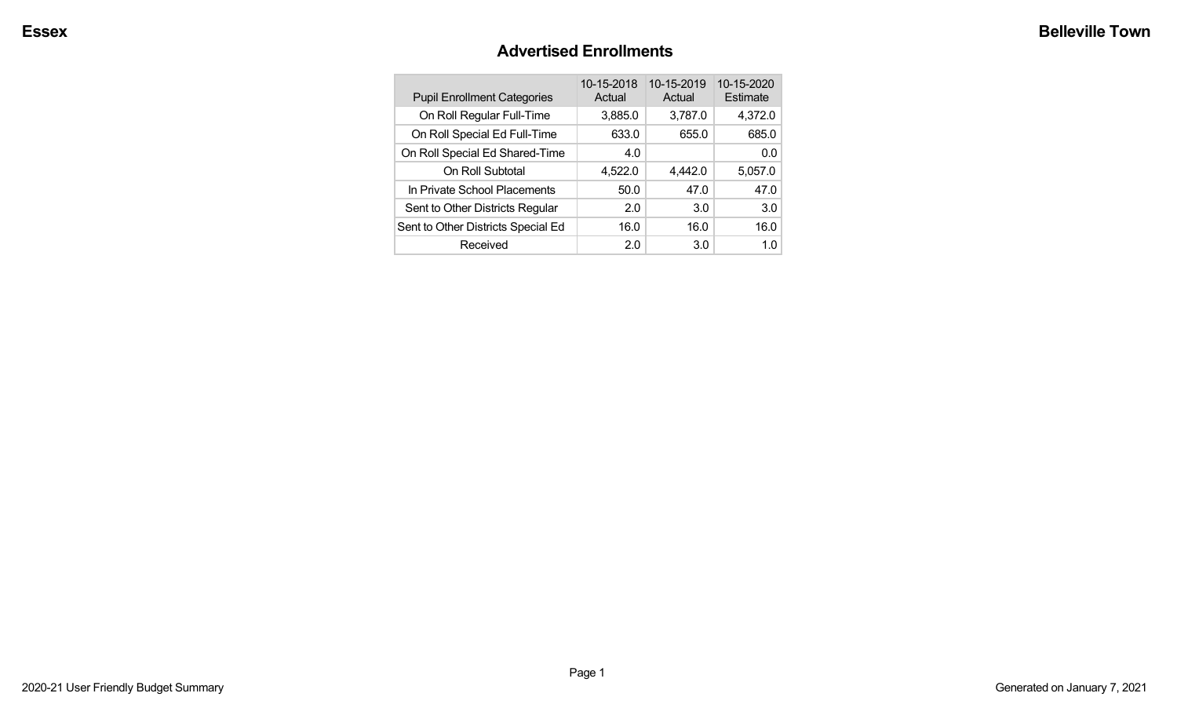# Advertised Enrollments

| Pupil Enrollment Categories | 10-15-2018 Actual | 10-15-2019 Actual | 10-15-2020 Estimate |
|---|---|---|---|
| On Roll Regular Full-Time | 3,885.0 | 3,787.0 | 4,372.0 |
| On Roll Special Ed Full-Time | 633.0 | 655.0 | 685.0 |
| On Roll Special Ed Shared-Time | 4.0 | | 0.0 |
| On Roll Subtotal | 4,522.0 | 4,442.0 | 5,057.0 |
| In Private School Placements | 50.0 | 47.0 | 47.0 |
| Sent to Other Districts Regular | 2.0 | 3.0 | 3.0 |
| Sent to Other Districts Special Ed | 16.0 | 16.0 | 16.0 |
| Received | 2.0 | 3.0 | 1.0 |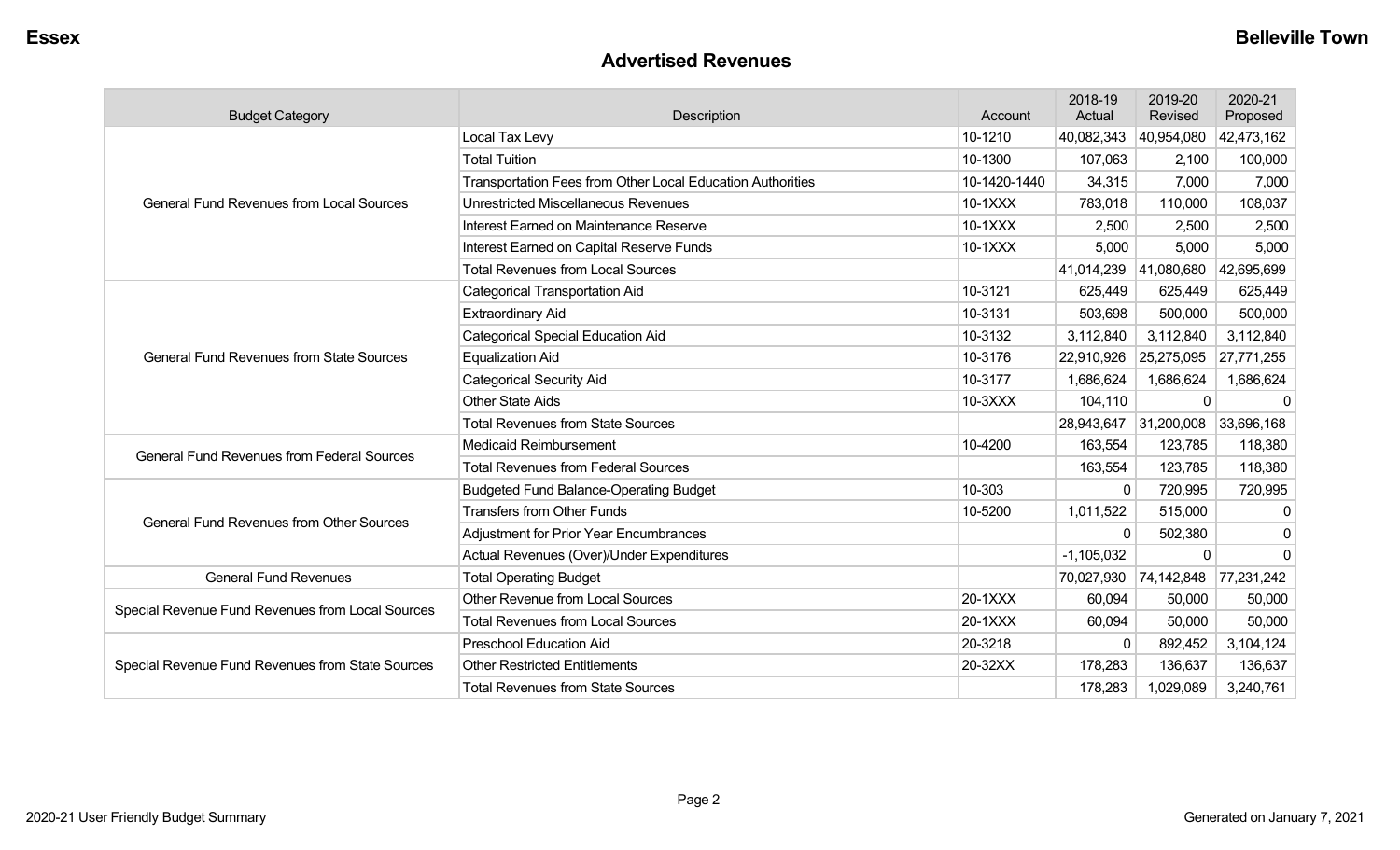## Advertised Revenues

| Budget Category | Description | Account | 2018-19 Actual | 2019-20 Revised | 2020-21 Proposed |
|---|---|---|---|---|---|
| General Fund Revenues from Local Sources | Local Tax Levy | 10-1210 | 40,082,343 | 40,954,080 | 42,473,162 |
| | Total Tuition | 10-1300 | 107,063 | 2,100 | 100,000 |
| | Transportation Fees from Other Local Education Authorities | 10-1420-1440 | 34,315 | 7,000 | 7,000 |
| | Unrestricted Miscellaneous Revenues | 10-1XXX | 783,018 | 110,000 | 108,037 |
| | Interest Earned on Maintenance Reserve | 10-1XXX | 2,500 | 2,500 | 2,500 |
| | Interest Earned on Capital Reserve Funds | 10-1XXX | 5,000 | 5,000 | 5,000 |
| | Total Revenues from Local Sources | | 41,014,239 | 41,080,680 | 42,695,699 |
| General Fund Revenues from State Sources | Categorical Transportation Aid | 10-3121 | 625,449 | 625,449 | 625,449 |
| | Extraordinary Aid | 10-3131 | 503,698 | 500,000 | 500,000 |
| | Categorical Special Education Aid | 10-3132 | 3,112,840 | 3,112,840 | 3,112,840 |
| | Equalization Aid | 10-3176 | 22,910,926 | 25,275,095 | 27,771,255 |
| | Categorical Security Aid | 10-3177 | 1,686,624 | 1,686,624 | 1,686,624 |
| | Other State Aids | 10-3XXX | 104,110 | 0 | 0 |
| | Total Revenues from State Sources | | 28,943,647 | 31,200,008 | 33,696,168 |
| General Fund Revenues from Federal Sources | Medicaid Reimbursement | 10-4200 | 163,554 | 123,785 | 118,380 |
| | Total Revenues from Federal Sources | | 163,554 | 123,785 | 118,380 |
| General Fund Revenues from Other Sources | Budgeted Fund Balance-Operating Budget | 10-303 | 0 | 720,995 | 720,995 |
| | Transfers from Other Funds | 10-5200 | 1,011,522 | 515,000 | 0 |
| | Adjustment for Prior Year Encumbrances | | 0 | 502,380 | 0 |
| | Actual Revenues (Over)/Under Expenditures | | -1,105,032 | 0 | 0 |
| General Fund Revenues | Total Operating Budget | | 70,027,930 | 74,142,848 | 77,231,242 |
| Special Revenue Fund Revenues from Local Sources | Other Revenue from Local Sources | 20-1XXX | 60,094 | 50,000 | 50,000 |
| | Total Revenues from Local Sources | 20-1XXX | 60,094 | 50,000 | 50,000 |
| Special Revenue Fund Revenues from State Sources | Preschool Education Aid | 20-3218 | 0 | 892,452 | 3,104,124 |
| | Other Restricted Entitlements | 20-32XX | 178,283 | 136,637 | 136,637 |
| | Total Revenues from State Sources | | 178,283 | 1,029,089 | 3,240,761 |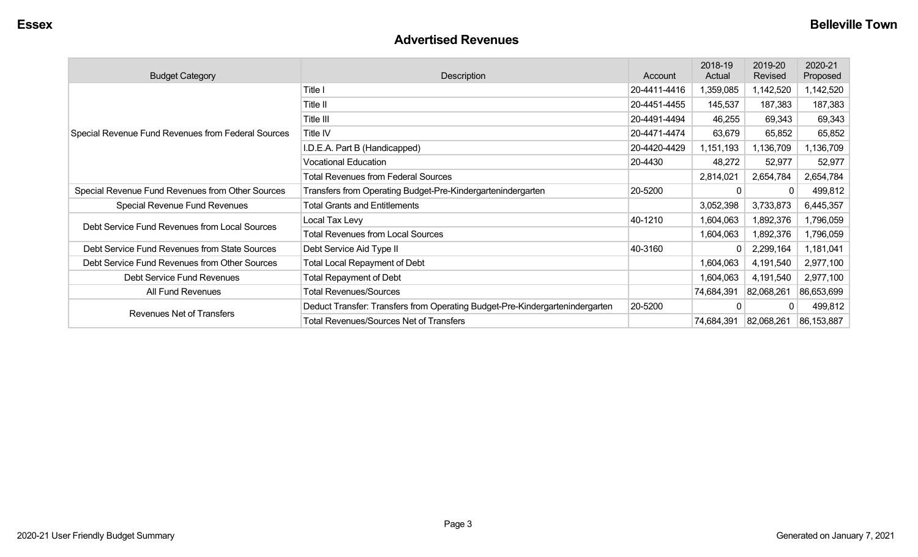## Advertised Revenues

| Budget Category | Description | Account | 2018-19 Actual | 2019-20 Revised | 2020-21 Proposed |
|---|---|---|---|---|---|
| Special Revenue Fund Revenues from Federal Sources | Title I | 20-4411-4416 | 1,359,085 | 1,142,520 | 1,142,520 |
| | Title II | 20-4451-4455 | 145,537 | 187,383 | 187,383 |
| | Title III | 20-4491-4494 | 46,255 | 69,343 | 69,343 |
| | Title IV | 20-4471-4474 | 63,679 | 65,852 | 65,852 |
| | I.D.E.A. Part B (Handicapped) | 20-4420-4429 | 1,151,193 | 1,136,709 | 1,136,709 |
| | Vocational Education | 20-4430 | 48,272 | 52,977 | 52,977 |
| | Total Revenues from Federal Sources | | 2,814,021 | 2,654,784 | 2,654,784 |
| Special Revenue Fund Revenues from Other Sources | Transfers from Operating Budget-Pre-Kindergartenindergarten | 20-5200 | 0 | 0 | 499,812 |
| Special Revenue Fund Revenues | Total Grants and Entitlements | | 3,052,398 | 3,733,873 | 6,445,357 |
| Debt Service Fund Revenues from Local Sources | Local Tax Levy | 40-1210 | 1,604,063 | 1,892,376 | 1,796,059 |
| | Total Revenues from Local Sources | | 1,604,063 | 1,892,376 | 1,796,059 |
| Debt Service Fund Revenues from State Sources | Debt Service Aid Type II | 40-3160 | 0 | 2,299,164 | 1,181,041 |
| Debt Service Fund Revenues from Other Sources | Total Local Repayment of Debt | | 1,604,063 | 4,191,540 | 2,977,100 |
| Debt Service Fund Revenues | Total Repayment of Debt | | 1,604,063 | 4,191,540 | 2,977,100 |
| All Fund Revenues | Total Revenues/Sources | | 74,684,391 | 82,068,261 | 86,653,699 |
| Revenues Net of Transfers | Deduct Transfer: Transfers from Operating Budget-Pre-Kindergartenindergarten | 20-5200 | 0 | 0 | 499,812 |
| | Total Revenues/Sources Net of Transfers | | 74,684,391 | 82,068,261 | 86,153,887 |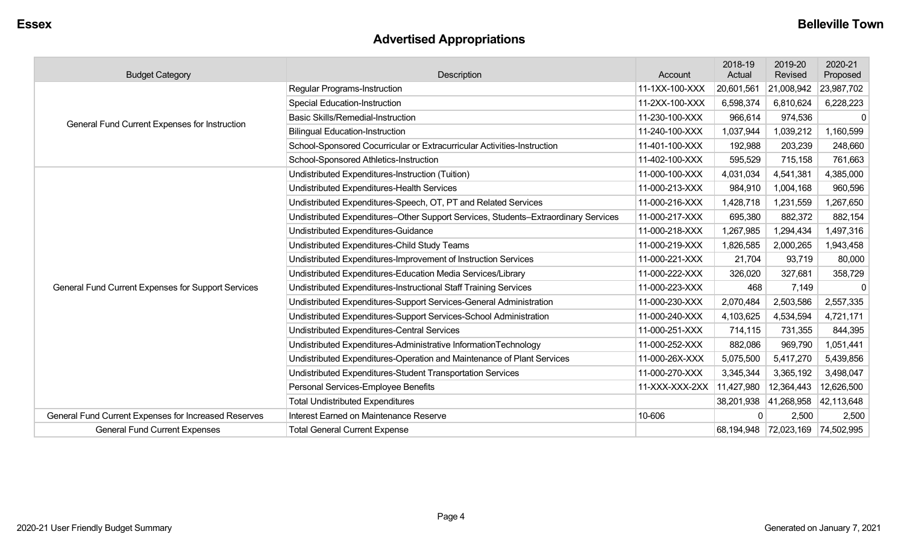## Advertised Appropriations

| Budget Category | Description | Account | 2018-19 Actual | 2019-20 Revised | 2020-21 Proposed |
|---|---|---|---|---|---|
| General Fund Current Expenses for Instruction | Regular Programs-Instruction | 11-1XX-100-XXX | 20,601,561 | 21,008,942 | 23,987,702 |
| | Special Education-Instruction | 11-2XX-100-XXX | 6,598,374 | 6,810,624 | 6,228,223 |
| | Basic Skills/Remedial-Instruction | 11-230-100-XXX | 966,614 | 974,536 | 0 |
| | Bilingual Education-Instruction | 11-240-100-XXX | 1,037,944 | 1,039,212 | 1,160,599 |
| | School-Sponsored Cocurricular or Extracurricular Activities-Instruction | 11-401-100-XXX | 192,988 | 203,239 | 248,660 |
| | School-Sponsored Athletics-Instruction | 11-402-100-XXX | 595,529 | 715,158 | 761,663 |
| General Fund Current Expenses for Support Services | Undistributed Expenditures-Instruction (Tuition) | 11-000-100-XXX | 4,031,034 | 4,541,381 | 4,385,000 |
| | Undistributed Expenditures-Health Services | 11-000-213-XXX | 984,910 | 1,004,168 | 960,596 |
| | Undistributed Expenditures-Speech, OT, PT and Related Services | 11-000-216-XXX | 1,428,718 | 1,231,559 | 1,267,650 |
| | Undistributed Expenditures–Other Support Services, Students–Extraordinary Services | 11-000-217-XXX | 695,380 | 882,372 | 882,154 |
| | Undistributed Expenditures-Guidance | 11-000-218-XXX | 1,267,985 | 1,294,434 | 1,497,316 |
| | Undistributed Expenditures-Child Study Teams | 11-000-219-XXX | 1,826,585 | 2,000,265 | 1,943,458 |
| | Undistributed Expenditures-Improvement of Instruction Services | 11-000-221-XXX | 21,704 | 93,719 | 80,000 |
| | Undistributed Expenditures-Education Media Services/Library | 11-000-222-XXX | 326,020 | 327,681 | 358,729 |
| | Undistributed Expenditures-Instructional Staff Training Services | 11-000-223-XXX | 468 | 7,149 | 0 |
| | Undistributed Expenditures-Support Services-General Administration | 11-000-230-XXX | 2,070,484 | 2,503,586 | 2,557,335 |
| | Undistributed Expenditures-Support Services-School Administration | 11-000-240-XXX | 4,103,625 | 4,534,594 | 4,721,171 |
| | Undistributed Expenditures-Central Services | 11-000-251-XXX | 714,115 | 731,355 | 844,395 |
| | Undistributed Expenditures-Administrative InformationTechnology | 11-000-252-XXX | 882,086 | 969,790 | 1,051,441 |
| | Undistributed Expenditures-Operation and Maintenance of Plant Services | 11-000-26X-XXX | 5,075,500 | 5,417,270 | 5,439,856 |
| | Undistributed Expenditures-Student Transportation Services | 11-000-270-XXX | 3,345,344 | 3,365,192 | 3,498,047 |
| | Personal Services-Employee Benefits | 11-XXX-XXX-2XX | 11,427,980 | 12,364,443 | 12,626,500 |
| | Total Undistributed Expenditures | | 38,201,938 | 41,268,958 | 42,113,648 |
| General Fund Current Expenses for Increased Reserves | Interest Earned on Maintenance Reserve | 10-606 | 0 | 2,500 | 2,500 |
| General Fund Current Expenses | Total General Current Expense | | 68,194,948 | 72,023,169 | 74,502,995 |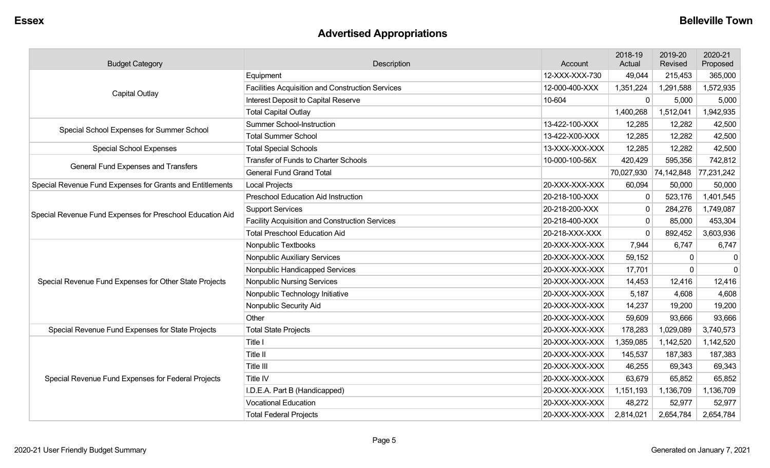## Advertised Appropriations

| Budget Category | Description | Account | 2018-19 Actual | 2019-20 Revised | 2020-21 Proposed |
|---|---|---|---|---|---|
| Capital Outlay | Equipment | 12-XXX-XXX-730 | 49,044 | 215,453 | 365,000 |
| | Facilities Acquisition and Construction Services | 12-000-400-XXX | 1,351,224 | 1,291,588 | 1,572,935 |
| | Interest Deposit to Capital Reserve | 10-604 | 0 | 5,000 | 5,000 |
| | Total Capital Outlay | | 1,400,268 | 1,512,041 | 1,942,935 |
| Special School Expenses for Summer School | Summer School-Instruction | 13-422-100-XXX | 12,285 | 12,282 | 42,500 |
| | Total Summer School | 13-422-X00-XXX | 12,285 | 12,282 | 42,500 |
| Special School Expenses | Total Special Schools | 13-XXX-XXX-XXX | 12,285 | 12,282 | 42,500 |
| General Fund Expenses and Transfers | Transfer of Funds to Charter Schools | 10-000-100-56X | 420,429 | 595,356 | 742,812 |
| | General Fund Grand Total | | 70,027,930 | 74,142,848 | 77,231,242 |
| Special Revenue Fund Expenses for Grants and Entitlements | Local Projects | 20-XXX-XXX-XXX | 60,094 | 50,000 | 50,000 |
| Special Revenue Fund Expenses for Preschool Education Aid | Preschool Education Aid Instruction | 20-218-100-XXX | 0 | 523,176 | 1,401,545 |
| | Support Services | 20-218-200-XXX | 0 | 284,276 | 1,749,087 |
| | Facility Acquisition and Construction Services | 20-218-400-XXX | 0 | 85,000 | 453,304 |
| | Total Preschool Education Aid | 20-218-XXX-XXX | 0 | 892,452 | 3,603,936 |
| Special Revenue Fund Expenses for Other State Projects | Nonpublic Textbooks | 20-XXX-XXX-XXX | 7,944 | 6,747 | 6,747 |
| | Nonpublic Auxiliary Services | 20-XXX-XXX-XXX | 59,152 | 0 | 0 |
| | Nonpublic Handicapped Services | 20-XXX-XXX-XXX | 17,701 | 0 | 0 |
| | Nonpublic Nursing Services | 20-XXX-XXX-XXX | 14,453 | 12,416 | 12,416 |
| | Nonpublic Technology Initiative | 20-XXX-XXX-XXX | 5,187 | 4,608 | 4,608 |
| | Nonpublic Security Aid | 20-XXX-XXX-XXX | 14,237 | 19,200 | 19,200 |
| | Other | 20-XXX-XXX-XXX | 59,609 | 93,666 | 93,666 |
| Special Revenue Fund Expenses for State Projects | Total State Projects | 20-XXX-XXX-XXX | 178,283 | 1,029,089 | 3,740,573 |
| Special Revenue Fund Expenses for Federal Projects | Title I | 20-XXX-XXX-XXX | 1,359,085 | 1,142,520 | 1,142,520 |
| | Title II | 20-XXX-XXX-XXX | 145,537 | 187,383 | 187,383 |
| | Title III | 20-XXX-XXX-XXX | 46,255 | 69,343 | 69,343 |
| | Title IV | 20-XXX-XXX-XXX | 63,679 | 65,852 | 65,852 |
| | I.D.E.A. Part B (Handicapped) | 20-XXX-XXX-XXX | 1,151,193 | 1,136,709 | 1,136,709 |
| | Vocational Education | 20-XXX-XXX-XXX | 48,272 | 52,977 | 52,977 |
| | Total Federal Projects | 20-XXX-XXX-XXX | 2,814,021 | 2,654,784 | 2,654,784 |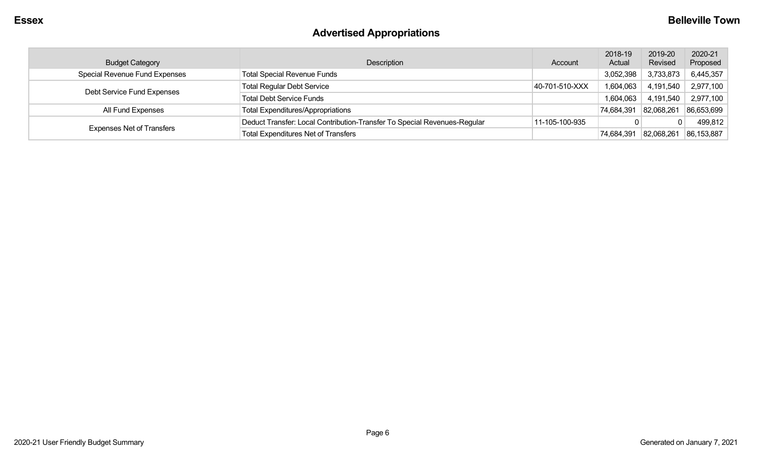## Advertised Appropriations

| Budget Category | Description | Account | 2018-19 Actual | 2019-20 Revised | 2020-21 Proposed |
|---|---|---|---|---|---|
| Special Revenue Fund Expenses | Total Special Revenue Funds | | 3,052,398 | 3,733,873 | 6,445,357 |
| Debt Service Fund Expenses | Total Regular Debt Service | 40-701-510-XXX | 1,604,063 | 4,191,540 | 2,977,100 |
| | Total Debt Service Funds | | 1,604,063 | 4,191,540 | 2,977,100 |
| All Fund Expenses | Total Expenditures/Appropriations | | 74,684,391 | 82,068,261 | 86,653,699 |
| Expenses Net of Transfers | Deduct Transfer: Local Contribution-Transfer To Special Revenues-Regular | 11-105-100-935 | 0 | 0 | 499,812 |
| | Total Expenditures Net of Transfers | | 74,684,391 | 82,068,261 | 86,153,887 |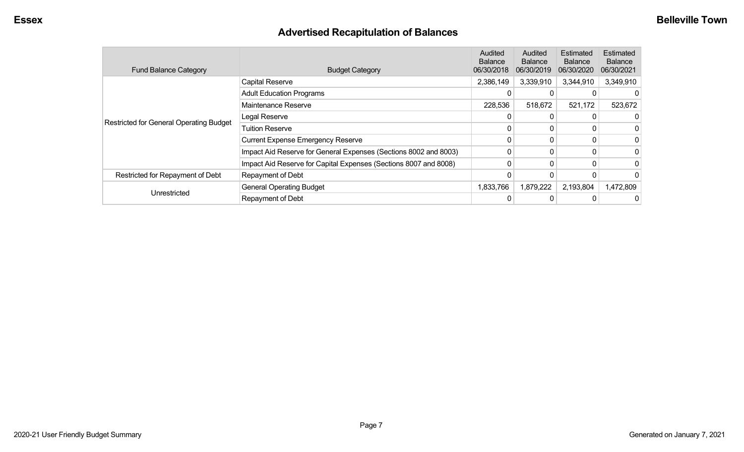# Advertised Recapitulation of Balances

| Fund Balance Category | Budget Category | Audited Balance 06/30/2018 | Audited Balance 06/30/2019 | Estimated Balance 06/30/2020 | Estimated Balance 06/30/2021 |
|---|---|---|---|---|---|
| Restricted for General Operating Budget | Capital Reserve | 2,386,149 | 3,339,910 | 3,344,910 | 3,349,910 |
| | Adult Education Programs | 0 | 0 | 0 | 0 |
| | Maintenance Reserve | 228,536 | 518,672 | 521,172 | 523,672 |
| | Legal Reserve | 0 | 0 | 0 | 0 |
| | Tuition Reserve | 0 | 0 | 0 | 0 |
| | Current Expense Emergency Reserve | 0 | 0 | 0 | 0 |
| | Impact Aid Reserve for General Expenses (Sections 8002 and 8003) | 0 | 0 | 0 | 0 |
| | Impact Aid Reserve for Capital Expenses (Sections 8007 and 8008) | 0 | 0 | 0 | 0 |
| Restricted for Repayment of Debt | Repayment of Debt | 0 | 0 | 0 | 0 |
| Unrestricted | General Operating Budget | 1,833,766 | 1,879,222 | 2,193,804 | 1,472,809 |
| | Repayment of Debt | 0 | 0 | 0 | 0 |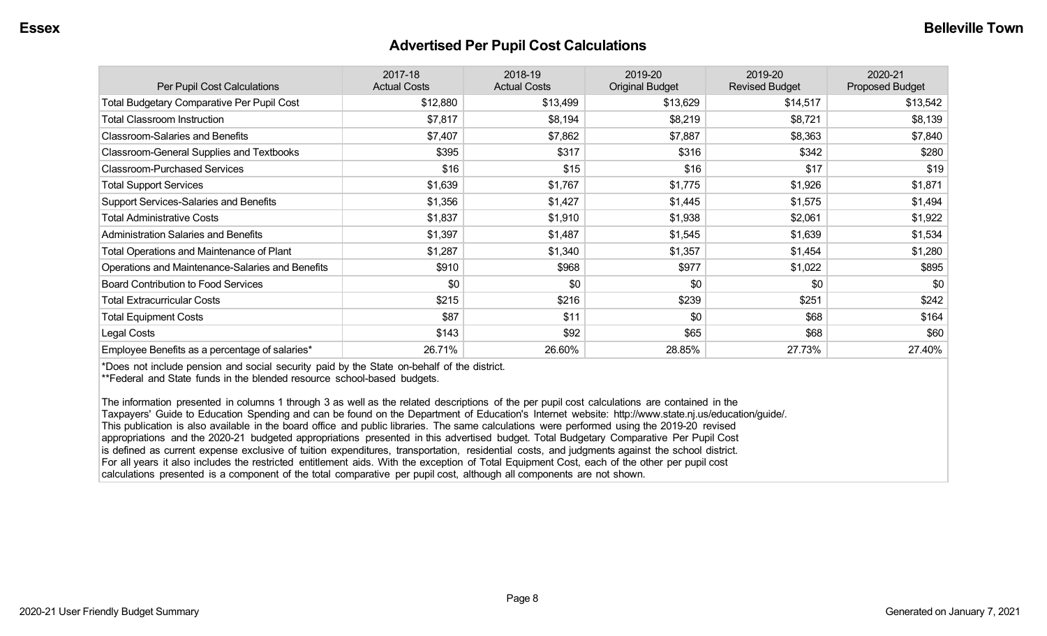## Advertised Per Pupil Cost Calculations

| Per Pupil Cost Calculations | 2017-18 Actual Costs | 2018-19 Actual Costs | 2019-20 Original Budget | 2019-20 Revised Budget | 2020-21 Proposed Budget |
|---|---|---|---|---|---|
| Total Budgetary Comparative Per Pupil Cost | $12,880 | $13,499 | $13,629 | $14,517 | $13,542 |
| Total Classroom Instruction | $7,817 | $8,194 | $8,219 | $8,721 | $8,139 |
| Classroom-Salaries and Benefits | $7,407 | $7,862 | $7,887 | $8,363 | $7,840 |
| Classroom-General Supplies and Textbooks | $395 | $317 | $316 | $342 | $280 |
| Classroom-Purchased Services | $16 | $15 | $16 | $17 | $19 |
| Total Support Services | $1,639 | $1,767 | $1,775 | $1,926 | $1,871 |
| Support Services-Salaries and Benefits | $1,356 | $1,427 | $1,445 | $1,575 | $1,494 |
| Total Administrative Costs | $1,837 | $1,910 | $1,938 | $2,061 | $1,922 |
| Administration Salaries and Benefits | $1,397 | $1,487 | $1,545 | $1,639 | $1,534 |
| Total Operations and Maintenance of Plant | $1,287 | $1,340 | $1,357 | $1,454 | $1,280 |
| Operations and Maintenance-Salaries and Benefits | $910 | $968 | $977 | $1,022 | $895 |
| Board Contribution to Food Services | $0 | $0 | $0 | $0 | $0 |
| Total Extracurricular Costs | $215 | $216 | $239 | $251 | $242 |
| Total Equipment Costs | $87 | $11 | $0 | $68 | $164 |
| Legal Costs | $143 | $92 | $65 | $68 | $60 |
| Employee Benefits as a percentage of salaries* | 26.71% | 26.60% | 28.85% | 27.73% | 27.40% |

*Does not include pension and social security paid by the State on-behalf of the district.
**Federal and State funds in the blended resource school-based budgets.

The information presented in columns 1 through 3 as well as the related descriptions of the per pupil cost calculations are contained in the Taxpayers' Guide to Education Spending and can be found on the Department of Education's Internet website: http://www.state.nj.us/education/guide/. This publication is also available in the board office and public libraries. The same calculations were performed using the 2019-20 revised appropriations and the 2020-21 budgeted appropriations presented in this advertised budget. Total Budgetary Comparative Per Pupil Cost is defined as current expense exclusive of tuition expenditures, transportation, residential costs, and judgments against the school district. For all years it also includes the restricted entitlement aids. With the exception of Total Equipment Cost, each of the other per pupil cost calculations presented is a component of the total comparative per pupil cost, although all components are not shown.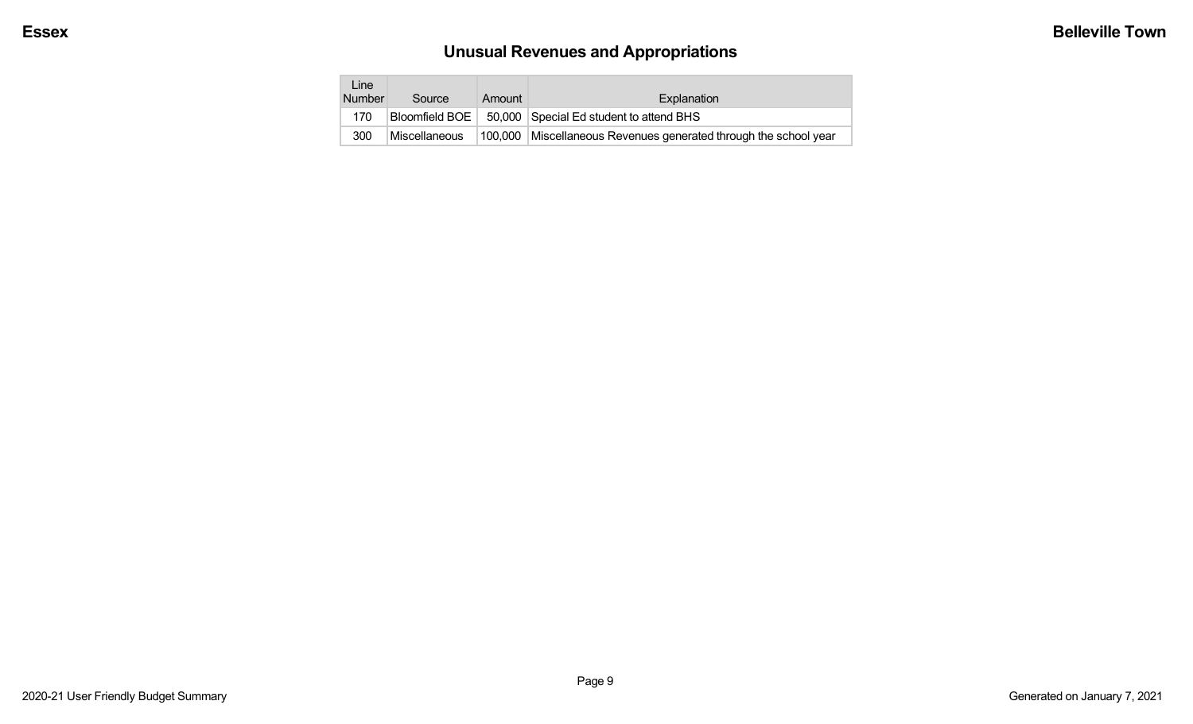## Unusual Revenues and Appropriations

| Line Number | Source | Amount | Explanation |
|---|---|---|---|
| 170 | Bloomfield BOE | 50,000 | Special Ed student to attend BHS |
| 300 | Miscellaneous | 100,000 | Miscellaneous Revenues generated through the school year |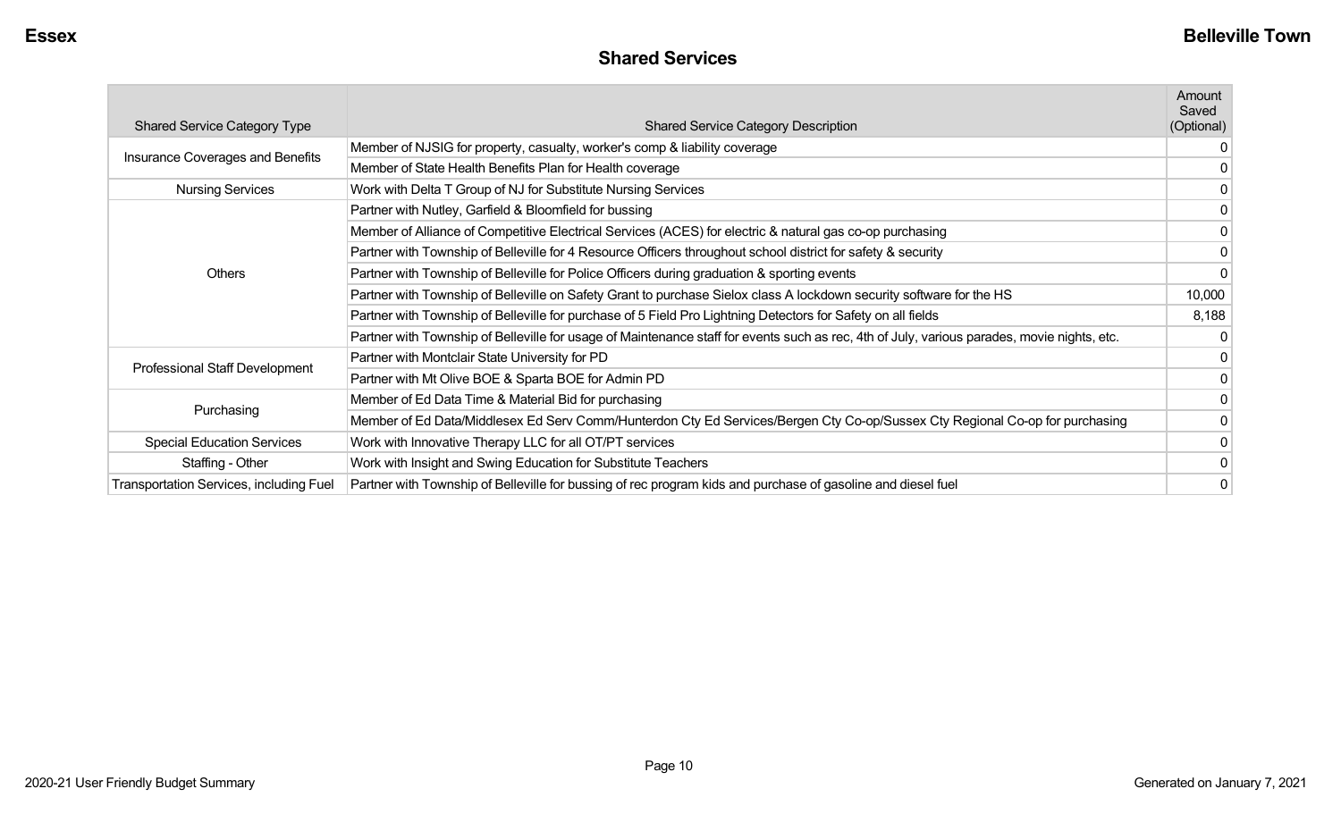## Shared Services

| Shared Service Category Type | Shared Service Category Description | Amount Saved (Optional) |
|---|---|---|
| Insurance Coverages and Benefits | Member of NJSIG for property, casualty, worker's comp & liability coverage | 0 |
| | Member of State Health Benefits Plan for Health coverage | 0 |
| Nursing Services | Work with Delta T Group of NJ for Substitute Nursing Services | 0 |
| Others | Partner with Nutley, Garfield & Bloomfield for bussing | 0 |
| | Member of Alliance of Competitive Electrical Services (ACES) for electric & natural gas co-op purchasing | 0 |
| | Partner with Township of Belleville for 4 Resource Officers throughout school district for safety & security | 0 |
| | Partner with Township of Belleville for Police Officers during graduation & sporting events | 0 |
| | Partner with Township of Belleville on Safety Grant to purchase Sielox class A lockdown security software for the HS | 10,000 |
| | Partner with Township of Belleville for purchase of 5 Field Pro Lightning Detectors for Safety on all fields | 8,188 |
| | Partner with Township of Belleville for usage of Maintenance staff for events such as rec, 4th of July, various parades, movie nights, etc. | 0 |
| Professional Staff Development | Partner with Montclair State University for PD | 0 |
| | Partner with Mt Olive BOE & Sparta BOE for Admin PD | 0 |
| Purchasing | Member of Ed Data Time & Material Bid for purchasing | 0 |
| | Member of Ed Data/Middlesex Ed Serv Comm/Hunterdon Cty Ed Services/Bergen Cty Co-op/Sussex Cty Regional Co-op for purchasing | 0 |
| Special Education Services | Work with Innovative Therapy LLC for all OT/PT services | 0 |
| Staffing - Other | Work with Insight and Swing Education for Substitute Teachers | 0 |
| Transportation Services, including Fuel | Partner with Township of Belleville for bussing of rec program kids and purchase of gasoline and diesel fuel | 0 |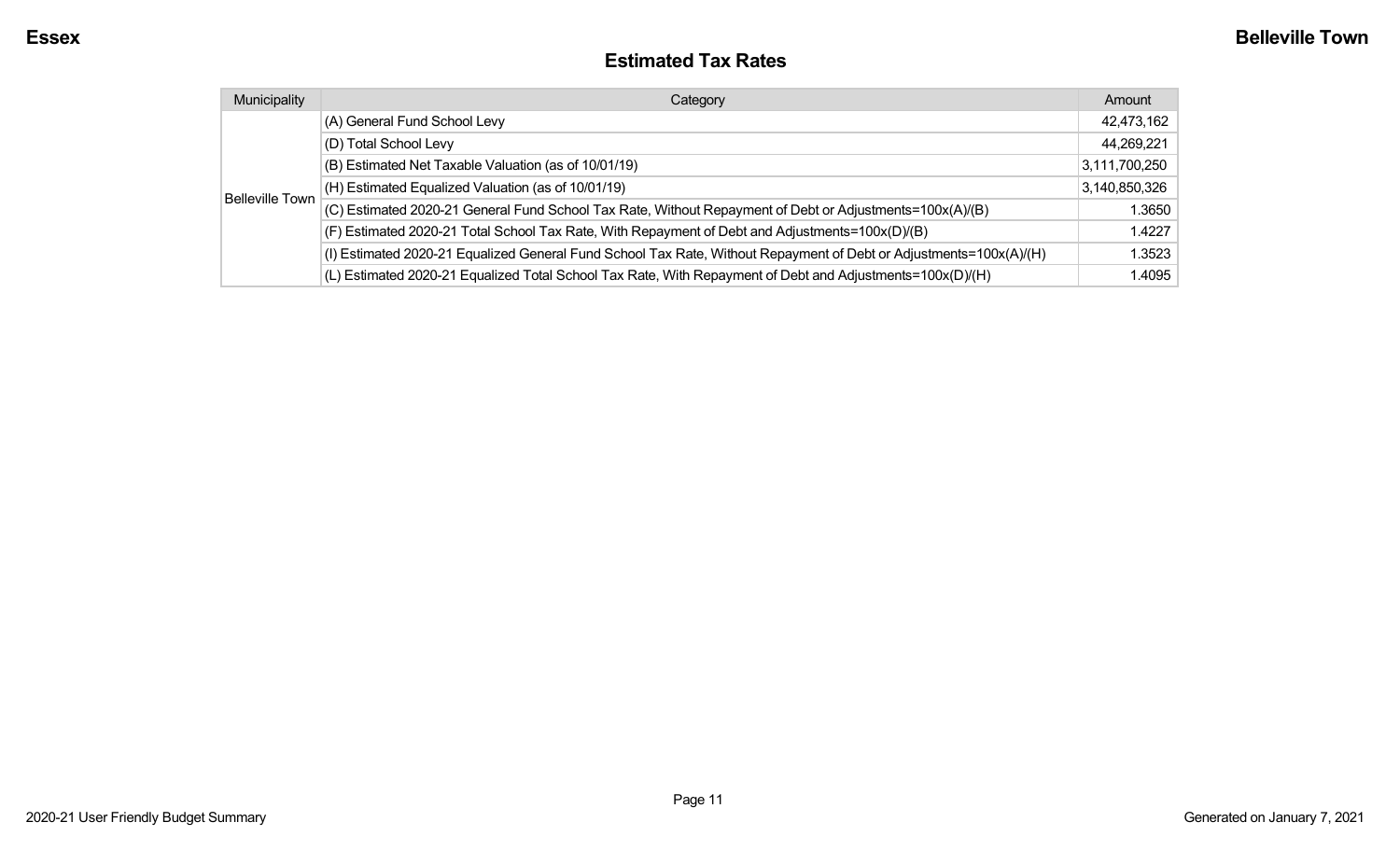## Estimated Tax Rates

| Municipality | Category | Amount |
| --- | --- | --- |
| Belleville Town | (A) General Fund School Levy | 42,473,162 |
| | (D) Total School Levy | 44,269,221 |
| | (B) Estimated Net Taxable Valuation (as of 10/01/19) | 3,111,700,250 |
| | (H) Estimated Equalized Valuation (as of 10/01/19) | 3,140,850,326 |
| | (C) Estimated 2020-21 General Fund School Tax Rate, Without Repayment of Debt or Adjustments=100x(A)/(B) | 1.3650 |
| | (F) Estimated 2020-21 Total School Tax Rate, With Repayment of Debt and Adjustments=100x(D)/(B) | 1.4227 |
| | (I) Estimated 2020-21 Equalized General Fund School Tax Rate, Without Repayment of Debt or Adjustments=100x(A)/(H) | 1.3523 |
| | (L) Estimated 2020-21 Equalized Total School Tax Rate, With Repayment of Debt and Adjustments=100x(D)/(H) | 1.4095 |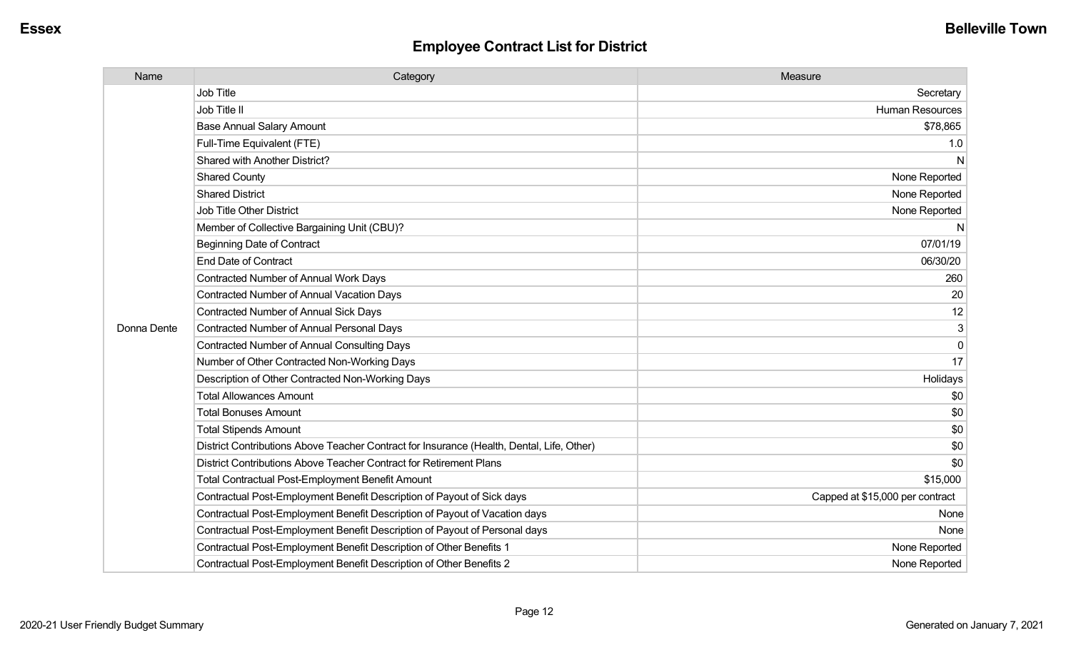## Employee Contract List for District

| Name | Category | Measure |
|---|---|---|
| Donna Dente | Job Title | Secretary |
| | Job Title II | Human Resources |
| | Base Annual Salary Amount | $78,865 |
| | Full-Time Equivalent (FTE) | 1.0 |
| | Shared with Another District? | N |
| | Shared County | None Reported |
| | Shared District | None Reported |
| | Job Title Other District | None Reported |
| | Member of Collective Bargaining Unit (CBU)? | N |
| | Beginning Date of Contract | 07/01/19 |
| | End Date of Contract | 06/30/20 |
| | Contracted Number of Annual Work Days | 260 |
| | Contracted Number of Annual Vacation Days | 20 |
| | Contracted Number of Annual Sick Days | 12 |
| | Contracted Number of Annual Personal Days | 3 |
| | Contracted Number of Annual Consulting Days | 0 |
| | Number of Other Contracted Non-Working Days | 17 |
| | Description of Other Contracted Non-Working Days | Holidays |
| | Total Allowances Amount | $0 |
| | Total Bonuses Amount | $0 |
| | Total Stipends Amount | $0 |
| | District Contributions Above Teacher Contract for Insurance (Health, Dental, Life, Other) | $0 |
| | District Contributions Above Teacher Contract for Retirement Plans | $0 |
| | Total Contractual Post-Employment Benefit Amount | $15,000 |
| | Contractual Post-Employment Benefit Description of Payout of Sick days | Capped at $15,000 per contract |
| | Contractual Post-Employment Benefit Description of Payout of Vacation days | None |
| | Contractual Post-Employment Benefit Description of Payout of Personal days | None |
| | Contractual Post-Employment Benefit Description of Other Benefits 1 | None Reported |
| | Contractual Post-Employment Benefit Description of Other Benefits 2 | None Reported |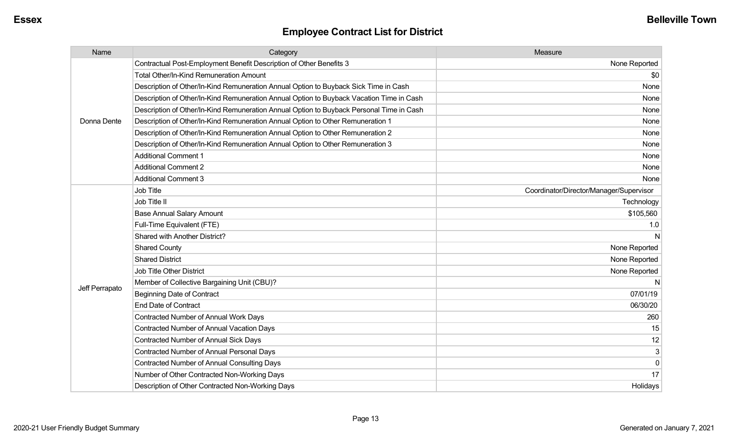## Employee Contract List for District

| Name | Category | Measure |
|---|---|---|
| Donna Dente | Contractual Post-Employment Benefit Description of Other Benefits 3 | None Reported |
| | Total Other/In-Kind Remuneration Amount | $0 |
| | Description of Other/In-Kind Remuneration Annual Option to Buyback Sick Time in Cash | None |
| | Description of Other/In-Kind Remuneration Annual Option to Buyback Vacation Time in Cash | None |
| | Description of Other/In-Kind Remuneration Annual Option to Buyback Personal Time in Cash | None |
| | Description of Other/In-Kind Remuneration Annual Option to Other Remuneration 1 | None |
| | Description of Other/In-Kind Remuneration Annual Option to Other Remuneration 2 | None |
| | Description of Other/In-Kind Remuneration Annual Option to Other Remuneration 3 | None |
| | Additional Comment 1 | None |
| | Additional Comment 2 | None |
| | Additional Comment 3 | None |
| Jeff Perrapato | Job Title | Coordinator/Director/Manager/Supervisor |
| | Job Title II | Technology |
| | Base Annual Salary Amount | $105,560 |
| | Full-Time Equivalent (FTE) | 1.0 |
| | Shared with Another District? | N |
| | Shared County | None Reported |
| | Shared District | None Reported |
| | Job Title Other District | None Reported |
| | Member of Collective Bargaining Unit (CBU)? | N |
| | Beginning Date of Contract | 07/01/19 |
| | End Date of Contract | 06/30/20 |
| | Contracted Number of Annual Work Days | 260 |
| | Contracted Number of Annual Vacation Days | 15 |
| | Contracted Number of Annual Sick Days | 12 |
| | Contracted Number of Annual Personal Days | 3 |
| | Contracted Number of Annual Consulting Days | 0 |
| | Number of Other Contracted Non-Working Days | 17 |
| | Description of Other Contracted Non-Working Days | Holidays |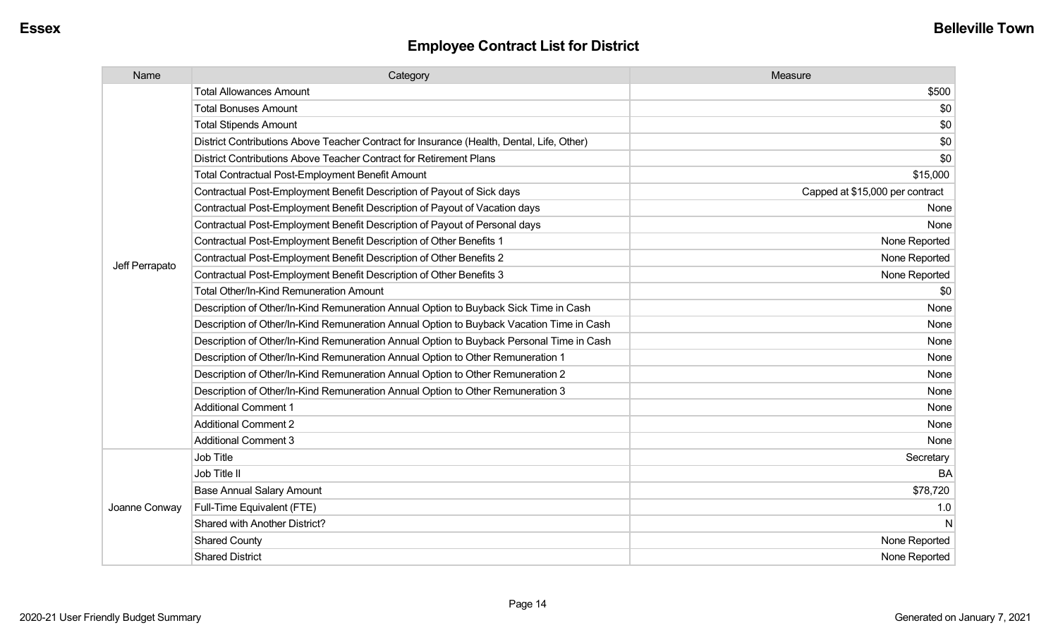## Employee Contract List for District

| Name | Category | Measure |
|---|---|---|
| Jeff Perrapato | Total Allowances Amount | $500 |
| | Total Bonuses Amount | $0 |
| | Total Stipends Amount | $0 |
| | District Contributions Above Teacher Contract for Insurance (Health, Dental, Life, Other) | $0 |
| | District Contributions Above Teacher Contract for Retirement Plans | $0 |
| | Total Contractual Post-Employment Benefit Amount | $15,000 |
| | Contractual Post-Employment Benefit Description of Payout of Sick days | Capped at $15,000 per contract |
| | Contractual Post-Employment Benefit Description of Payout of Vacation days | None |
| | Contractual Post-Employment Benefit Description of Payout of Personal days | None |
| | Contractual Post-Employment Benefit Description of Other Benefits 1 | None Reported |
| | Contractual Post-Employment Benefit Description of Other Benefits 2 | None Reported |
| | Contractual Post-Employment Benefit Description of Other Benefits 3 | None Reported |
| | Total Other/In-Kind Remuneration Amount | $0 |
| | Description of Other/In-Kind Remuneration Annual Option to Buyback Sick Time in Cash | None |
| | Description of Other/In-Kind Remuneration Annual Option to Buyback Vacation Time in Cash | None |
| | Description of Other/In-Kind Remuneration Annual Option to Buyback Personal Time in Cash | None |
| | Description of Other/In-Kind Remuneration Annual Option to Other Remuneration 1 | None |
| | Description of Other/In-Kind Remuneration Annual Option to Other Remuneration 2 | None |
| | Description of Other/In-Kind Remuneration Annual Option to Other Remuneration 3 | None |
| | Additional Comment 1 | None |
| | Additional Comment 2 | None |
| | Additional Comment 3 | None |
| Joanne Conway | Job Title | Secretary |
| | Job Title II | BA |
| | Base Annual Salary Amount | $78,720 |
| | Full-Time Equivalent (FTE) | 1.0 |
| | Shared with Another District? | N |
| | Shared County | None Reported |
| | Shared District | None Reported |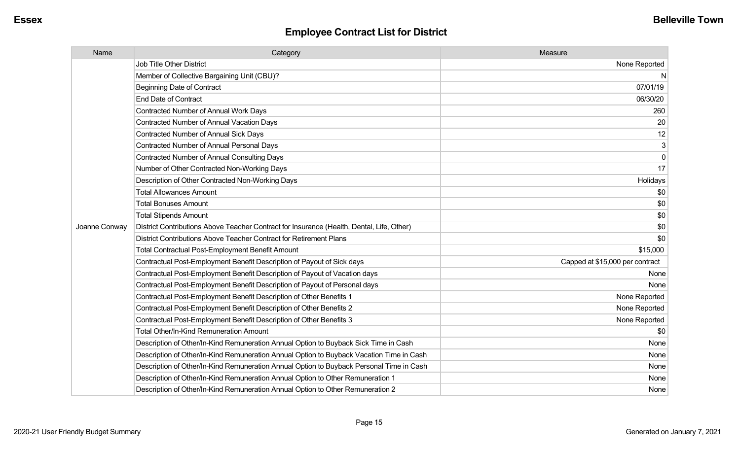## Employee Contract List for District

| Name | Category | Measure |
|---|---|---|
| Joanne Conway | Job Title Other District | None Reported |
| | Member of Collective Bargaining Unit (CBU)? | N |
| | Beginning Date of Contract | 07/01/19 |
| | End Date of Contract | 06/30/20 |
| | Contracted Number of Annual Work Days | 260 |
| | Contracted Number of Annual Vacation Days | 20 |
| | Contracted Number of Annual Sick Days | 12 |
| | Contracted Number of Annual Personal Days | 3 |
| | Contracted Number of Annual Consulting Days | 0 |
| | Number of Other Contracted Non-Working Days | 17 |
| | Description of Other Contracted Non-Working Days | Holidays |
| | Total Allowances Amount | $0 |
| | Total Bonuses Amount | $0 |
| | Total Stipends Amount | $0 |
| | District Contributions Above Teacher Contract for Insurance (Health, Dental, Life, Other) | $0 |
| | District Contributions Above Teacher Contract for Retirement Plans | $0 |
| | Total Contractual Post-Employment Benefit Amount | $15,000 |
| | Contractual Post-Employment Benefit Description of Payout of Sick days | Capped at $15,000 per contract |
| | Contractual Post-Employment Benefit Description of Payout of Vacation days | None |
| | Contractual Post-Employment Benefit Description of Payout of Personal days | None |
| | Contractual Post-Employment Benefit Description of Other Benefits 1 | None Reported |
| | Contractual Post-Employment Benefit Description of Other Benefits 2 | None Reported |
| | Contractual Post-Employment Benefit Description of Other Benefits 3 | None Reported |
| | Total Other/In-Kind Remuneration Amount | $0 |
| | Description of Other/In-Kind Remuneration Annual Option to Buyback Sick Time in Cash | None |
| | Description of Other/In-Kind Remuneration Annual Option to Buyback Vacation Time in Cash | None |
| | Description of Other/In-Kind Remuneration Annual Option to Buyback Personal Time in Cash | None |
| | Description of Other/In-Kind Remuneration Annual Option to Other Remuneration 1 | None |
| | Description of Other/In-Kind Remuneration Annual Option to Other Remuneration 2 | None |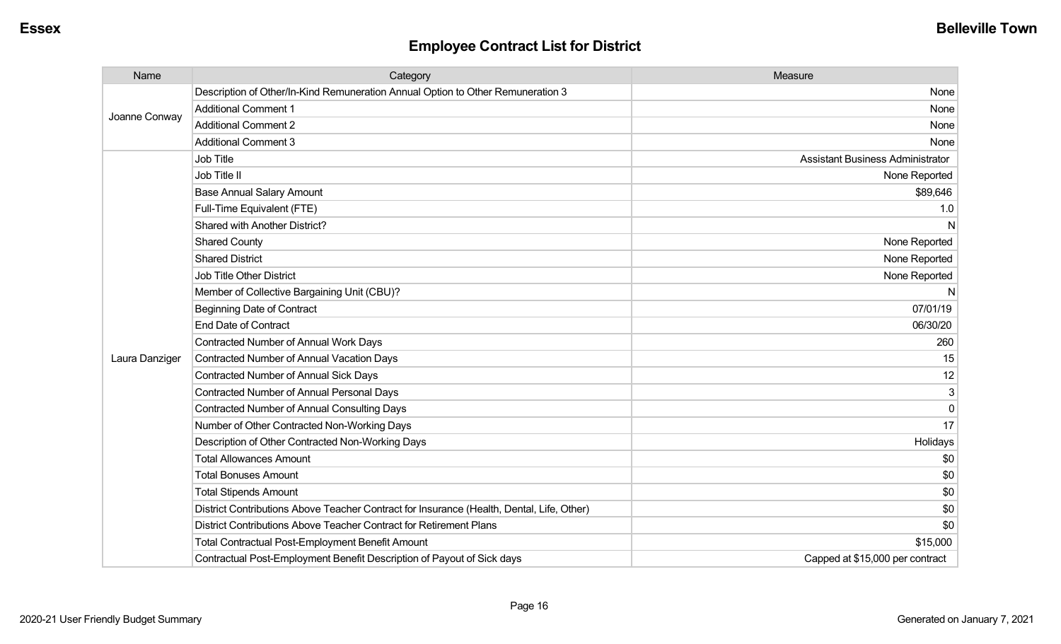## Employee Contract List for District

| Name | Category | Measure |
|---|---|---|
| Joanne Conway | Description of Other/In-Kind Remuneration Annual Option to Other Remuneration 3 | None |
| | Additional Comment 1 | None |
| | Additional Comment 2 | None |
| | Additional Comment 3 | None |
| Laura Danziger | Job Title | Assistant Business Administrator |
| | Job Title II | None Reported |
| | Base Annual Salary Amount | $89,646 |
| | Full-Time Equivalent (FTE) | 1.0 |
| | Shared with Another District? | N |
| | Shared County | None Reported |
| | Shared District | None Reported |
| | Job Title Other District | None Reported |
| | Member of Collective Bargaining Unit (CBU)? | N |
| | Beginning Date of Contract | 07/01/19 |
| | End Date of Contract | 06/30/20 |
| | Contracted Number of Annual Work Days | 260 |
| | Contracted Number of Annual Vacation Days | 15 |
| | Contracted Number of Annual Sick Days | 12 |
| | Contracted Number of Annual Personal Days | 3 |
| | Contracted Number of Annual Consulting Days | 0 |
| | Number of Other Contracted Non-Working Days | 17 |
| | Description of Other Contracted Non-Working Days | Holidays |
| | Total Allowances Amount | $0 |
| | Total Bonuses Amount | $0 |
| | Total Stipends Amount | $0 |
| | District Contributions Above Teacher Contract for Insurance (Health, Dental, Life, Other) | $0 |
| | District Contributions Above Teacher Contract for Retirement Plans | $0 |
| | Total Contractual Post-Employment Benefit Amount | $15,000 |
| | Contractual Post-Employment Benefit Description of Payout of Sick days | Capped at $15,000 per contract |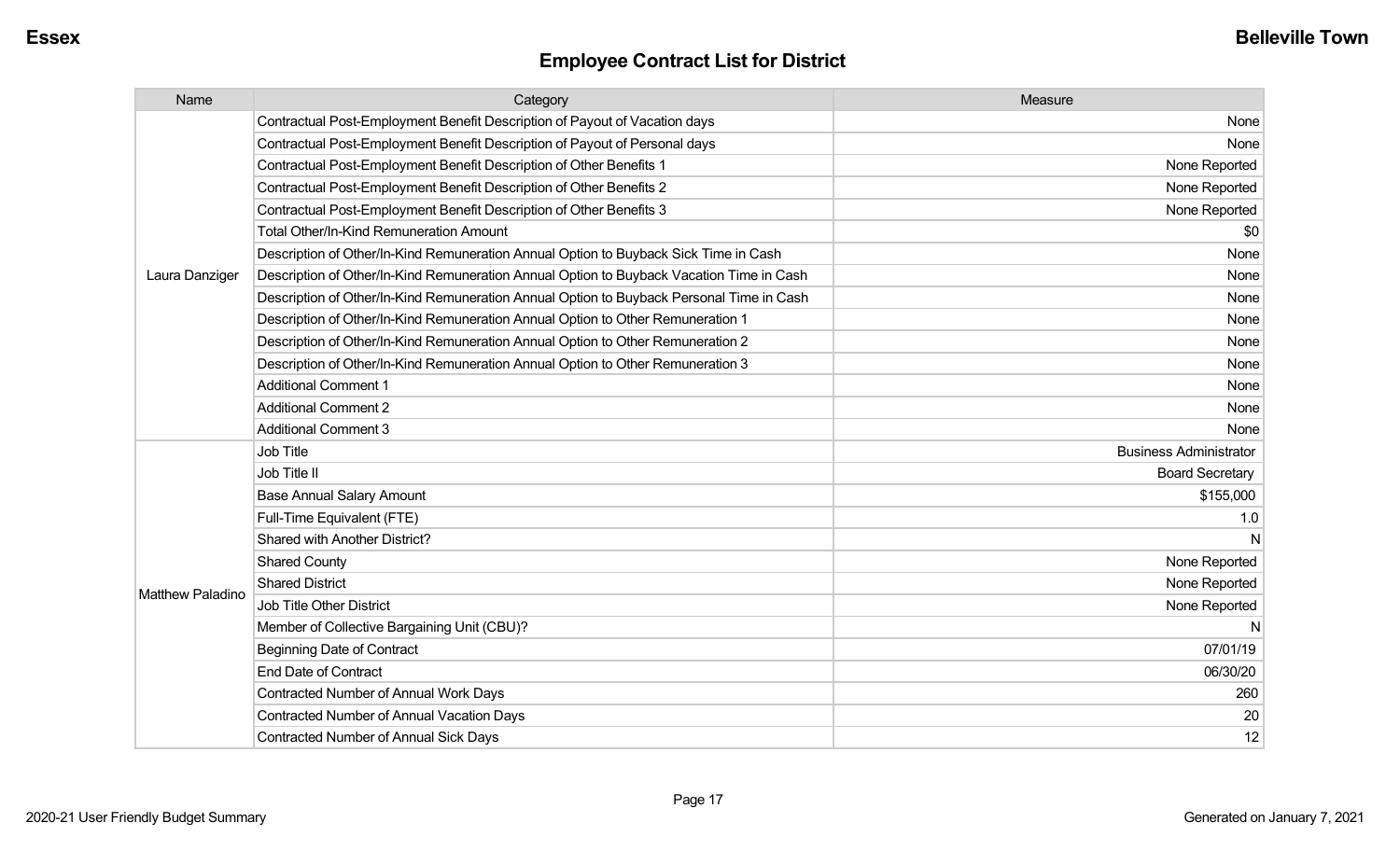**Essex** | **Belleville Town**

## Employee Contract List for District

| Name | Category | Measure |
|---|---|---|
| Laura Danziger | Contractual Post-Employment Benefit Description of Payout of Vacation days | None |
| | Contractual Post-Employment Benefit Description of Payout of Personal days | None |
| | Contractual Post-Employment Benefit Description of Other Benefits 1 | None Reported |
| | Contractual Post-Employment Benefit Description of Other Benefits 2 | None Reported |
| | Contractual Post-Employment Benefit Description of Other Benefits 3 | None Reported |
| | Total Other/In-Kind Remuneration Amount | $0 |
| | Description of Other/In-Kind Remuneration Annual Option to Buyback Sick Time in Cash | None |
| | Description of Other/In-Kind Remuneration Annual Option to Buyback Vacation Time in Cash | None |
| | Description of Other/In-Kind Remuneration Annual Option to Buyback Personal Time in Cash | None |
| | Description of Other/In-Kind Remuneration Annual Option to Other Remuneration 1 | None |
| | Description of Other/In-Kind Remuneration Annual Option to Other Remuneration 2 | None |
| | Description of Other/In-Kind Remuneration Annual Option to Other Remuneration 3 | None |
| | Additional Comment 1 | None |
| | Additional Comment 2 | None |
| | Additional Comment 3 | None |
| Matthew Paladino | Job Title | Business Administrator |
| | Job Title II | Board Secretary |
| | Base Annual Salary Amount | $155,000 |
| | Full-Time Equivalent (FTE) | 1.0 |
| | Shared with Another District? | N |
| | Shared County | None Reported |
| | Shared District | None Reported |
| | Job Title Other District | None Reported |
| | Member of Collective Bargaining Unit (CBU)? | N |
| | Beginning Date of Contract | 07/01/19 |
| | End Date of Contract | 06/30/20 |
| | Contracted Number of Annual Work Days | 260 |
| | Contracted Number of Annual Vacation Days | 20 |
| | Contracted Number of Annual Sick Days | 12 |

2020-21 User Friendly Budget Summary | Generated on January 7, 2021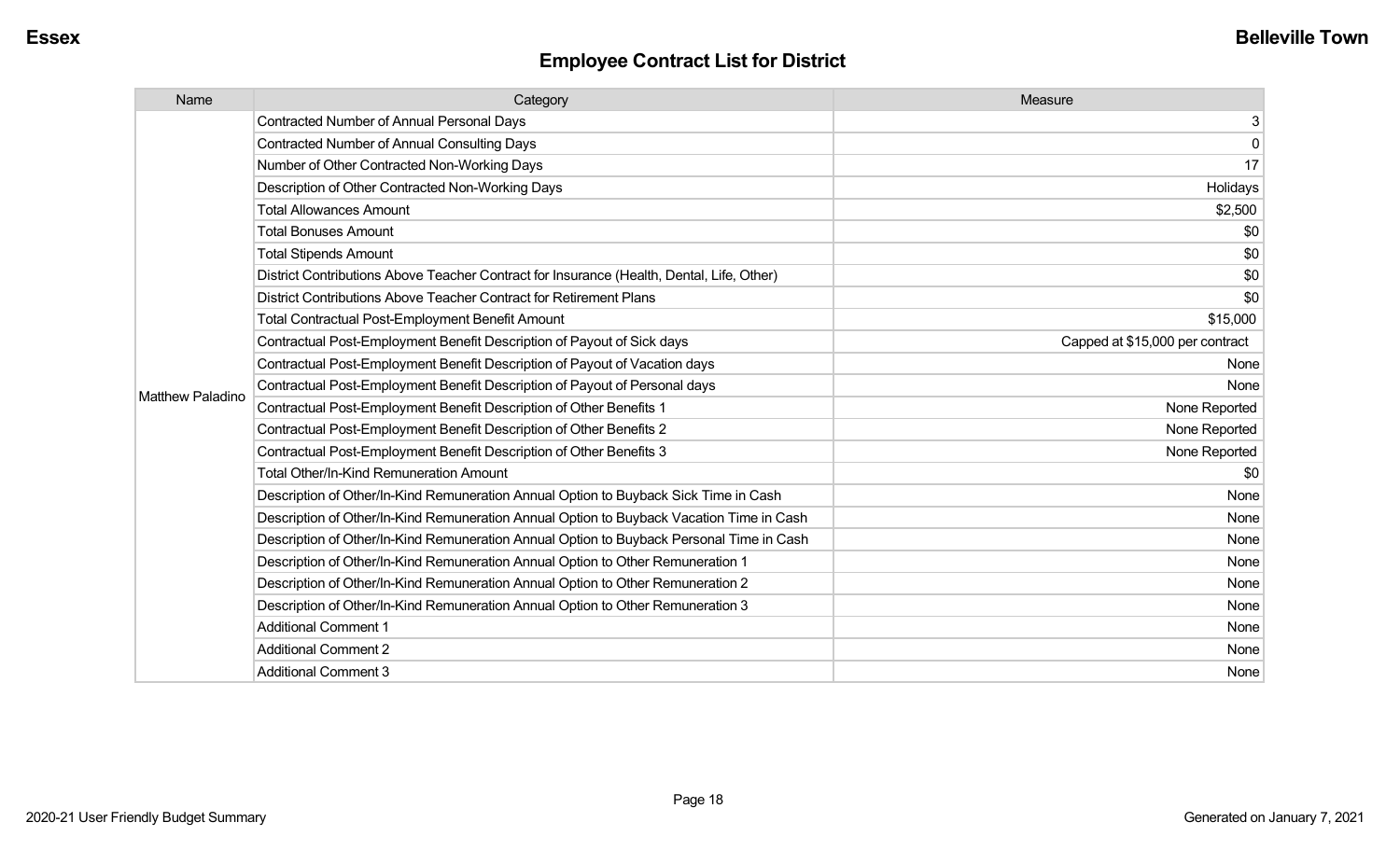## Employee Contract List for District

| Name | Category | Measure |
| --- | --- | --- |
| Matthew Paladino | Contracted Number of Annual Personal Days | 3 |
| | Contracted Number of Annual Consulting Days | 0 |
| | Number of Other Contracted Non-Working Days | 17 |
| | Description of Other Contracted Non-Working Days | Holidays |
| | Total Allowances Amount | $2,500 |
| | Total Bonuses Amount | $0 |
| | Total Stipends Amount | $0 |
| | District Contributions Above Teacher Contract for Insurance (Health, Dental, Life, Other) | $0 |
| | District Contributions Above Teacher Contract for Retirement Plans | $0 |
| | Total Contractual Post-Employment Benefit Amount | $15,000 |
| | Contractual Post-Employment Benefit Description of Payout of Sick days | Capped at $15,000 per contract |
| | Contractual Post-Employment Benefit Description of Payout of Vacation days | None |
| | Contractual Post-Employment Benefit Description of Payout of Personal days | None |
| | Contractual Post-Employment Benefit Description of Other Benefits 1 | None Reported |
| | Contractual Post-Employment Benefit Description of Other Benefits 2 | None Reported |
| | Contractual Post-Employment Benefit Description of Other Benefits 3 | None Reported |
| | Total Other/In-Kind Remuneration Amount | $0 |
| | Description of Other/In-Kind Remuneration Annual Option to Buyback Sick Time in Cash | None |
| | Description of Other/In-Kind Remuneration Annual Option to Buyback Vacation Time in Cash | None |
| | Description of Other/In-Kind Remuneration Annual Option to Buyback Personal Time in Cash | None |
| | Description of Other/In-Kind Remuneration Annual Option to Other Remuneration 1 | None |
| | Description of Other/In-Kind Remuneration Annual Option to Other Remuneration 2 | None |
| | Description of Other/In-Kind Remuneration Annual Option to Other Remuneration 3 | None |
| | Additional Comment 1 | None |
| | Additional Comment 2 | None |
| | Additional Comment 3 | None |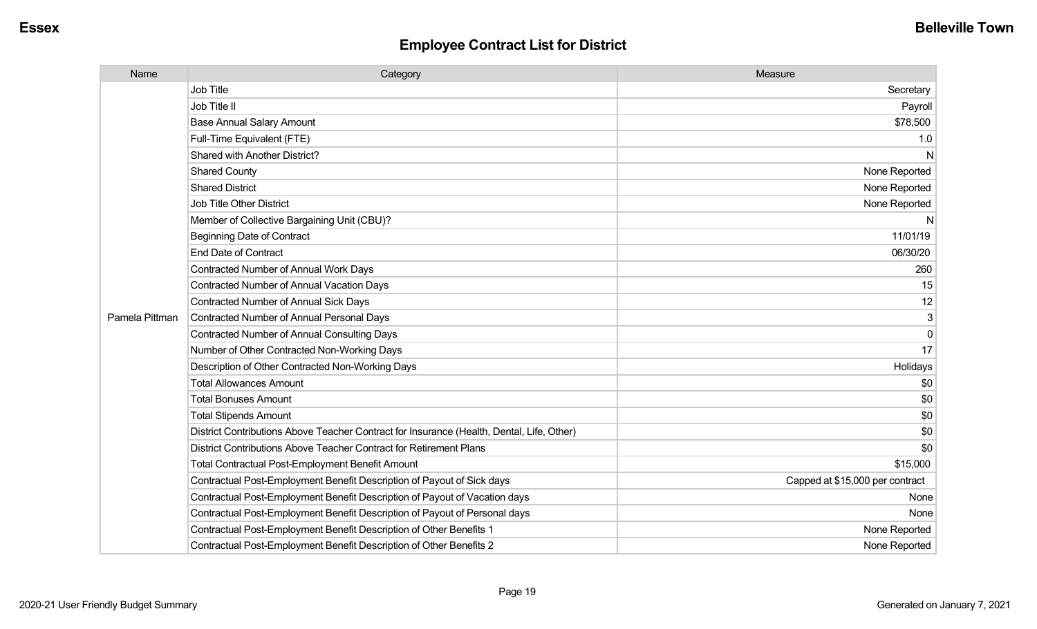Essex | Belleville Town

# Employee Contract List for District

| Name | Category | Measure |
|---|---|---|
| Pamela Pittman | Job Title | Secretary |
| | Job Title II | Payroll |
| | Base Annual Salary Amount | $78,500 |
| | Full-Time Equivalent (FTE) | 1.0 |
| | Shared with Another District? | N |
| | Shared County | None Reported |
| | Shared District | None Reported |
| | Job Title Other District | None Reported |
| | Member of Collective Bargaining Unit (CBU)? | N |
| | Beginning Date of Contract | 11/01/19 |
| | End Date of Contract | 06/30/20 |
| | Contracted Number of Annual Work Days | 260 |
| | Contracted Number of Annual Vacation Days | 15 |
| | Contracted Number of Annual Sick Days | 12 |
| | Contracted Number of Annual Personal Days | 3 |
| | Contracted Number of Annual Consulting Days | 0 |
| | Number of Other Contracted Non-Working Days | 17 |
| | Description of Other Contracted Non-Working Days | Holidays |
| | Total Allowances Amount | $0 |
| | Total Bonuses Amount | $0 |
| | Total Stipends Amount | $0 |
| | District Contributions Above Teacher Contract for Insurance (Health, Dental, Life, Other) | $0 |
| | District Contributions Above Teacher Contract for Retirement Plans | $0 |
| | Total Contractual Post-Employment Benefit Amount | $15,000 |
| | Contractual Post-Employment Benefit Description of Payout of Sick days | Capped at $15,000 per contract |
| | Contractual Post-Employment Benefit Description of Payout of Vacation days | None |
| | Contractual Post-Employment Benefit Description of Payout of Personal days | None |
| | Contractual Post-Employment Benefit Description of Other Benefits 1 | None Reported |
| | Contractual Post-Employment Benefit Description of Other Benefits 2 | None Reported |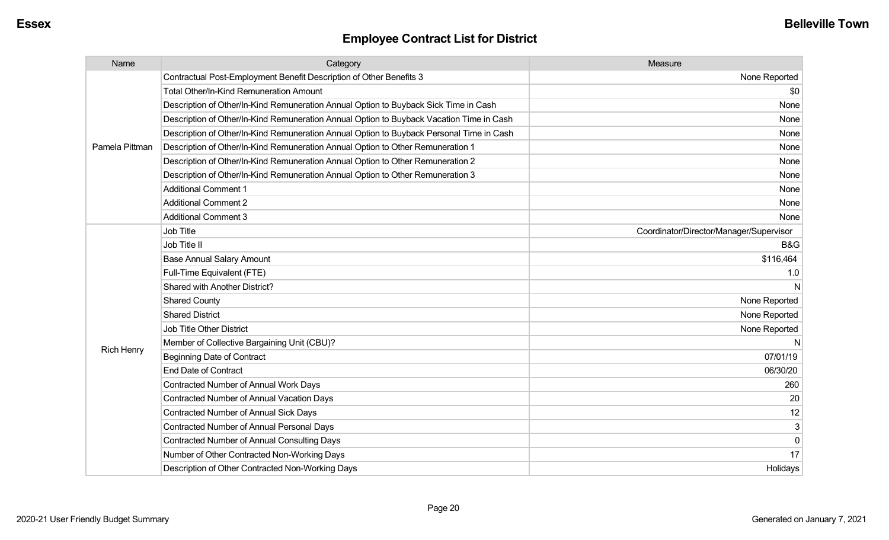## Employee Contract List for District

| Name | Category | Measure |
|---|---|---|
| Pamela Pittman | Contractual Post-Employment Benefit Description of Other Benefits 3 | None Reported |
| | Total Other/In-Kind Remuneration Amount | $0 |
| | Description of Other/In-Kind Remuneration Annual Option to Buyback Sick Time in Cash | None |
| | Description of Other/In-Kind Remuneration Annual Option to Buyback Vacation Time in Cash | None |
| | Description of Other/In-Kind Remuneration Annual Option to Buyback Personal Time in Cash | None |
| | Description of Other/In-Kind Remuneration Annual Option to Other Remuneration 1 | None |
| | Description of Other/In-Kind Remuneration Annual Option to Other Remuneration 2 | None |
| | Description of Other/In-Kind Remuneration Annual Option to Other Remuneration 3 | None |
| | Additional Comment 1 | None |
| | Additional Comment 2 | None |
| | Additional Comment 3 | None |
| Rich Henry | Job Title | Coordinator/Director/Manager/Supervisor |
| | Job Title II | B&G |
| | Base Annual Salary Amount | $116,464 |
| | Full-Time Equivalent (FTE) | 1.0 |
| | Shared with Another District? | N |
| | Shared County | None Reported |
| | Shared District | None Reported |
| | Job Title Other District | None Reported |
| | Member of Collective Bargaining Unit (CBU)? | N |
| | Beginning Date of Contract | 07/01/19 |
| | End Date of Contract | 06/30/20 |
| | Contracted Number of Annual Work Days | 260 |
| | Contracted Number of Annual Vacation Days | 20 |
| | Contracted Number of Annual Sick Days | 12 |
| | Contracted Number of Annual Personal Days | 3 |
| | Contracted Number of Annual Consulting Days | 0 |
| | Number of Other Contracted Non-Working Days | 17 |
| | Description of Other Contracted Non-Working Days | Holidays |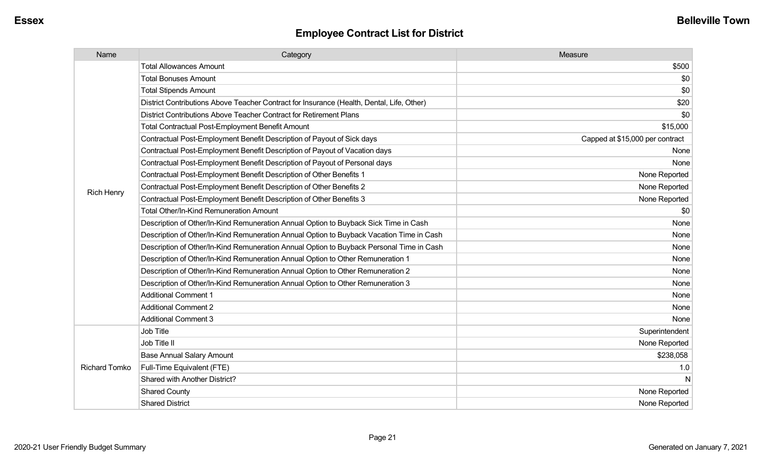Essex

Belleville Town

## Employee Contract List for District

| Name | Category | Measure |
|---|---|---|
| Rich Henry | Total Allowances Amount | $500 |
| | Total Bonuses Amount | $0 |
| | Total Stipends Amount | $0 |
| | District Contributions Above Teacher Contract for Insurance (Health, Dental, Life, Other) | $20 |
| | District Contributions Above Teacher Contract for Retirement Plans | $0 |
| | Total Contractual Post-Employment Benefit Amount | $15,000 |
| | Contractual Post-Employment Benefit Description of Payout of Sick days | Capped at $15,000 per contract |
| | Contractual Post-Employment Benefit Description of Payout of Vacation days | None |
| | Contractual Post-Employment Benefit Description of Payout of Personal days | None |
| | Contractual Post-Employment Benefit Description of Other Benefits 1 | None Reported |
| | Contractual Post-Employment Benefit Description of Other Benefits 2 | None Reported |
| | Contractual Post-Employment Benefit Description of Other Benefits 3 | None Reported |
| | Total Other/In-Kind Remuneration Amount | $0 |
| | Description of Other/In-Kind Remuneration Annual Option to Buyback Sick Time in Cash | None |
| | Description of Other/In-Kind Remuneration Annual Option to Buyback Vacation Time in Cash | None |
| | Description of Other/In-Kind Remuneration Annual Option to Buyback Personal Time in Cash | None |
| | Description of Other/In-Kind Remuneration Annual Option to Other Remuneration 1 | None |
| | Description of Other/In-Kind Remuneration Annual Option to Other Remuneration 2 | None |
| | Description of Other/In-Kind Remuneration Annual Option to Other Remuneration 3 | None |
| | Additional Comment 1 | None |
| | Additional Comment 2 | None |
| | Additional Comment 3 | None |
| Richard Tomko | Job Title | Superintendent |
| | Job Title II | None Reported |
| | Base Annual Salary Amount | $238,058 |
| | Full-Time Equivalent (FTE) | 1.0 |
| | Shared with Another District? | N |
| | Shared County | None Reported |
| | Shared District | None Reported |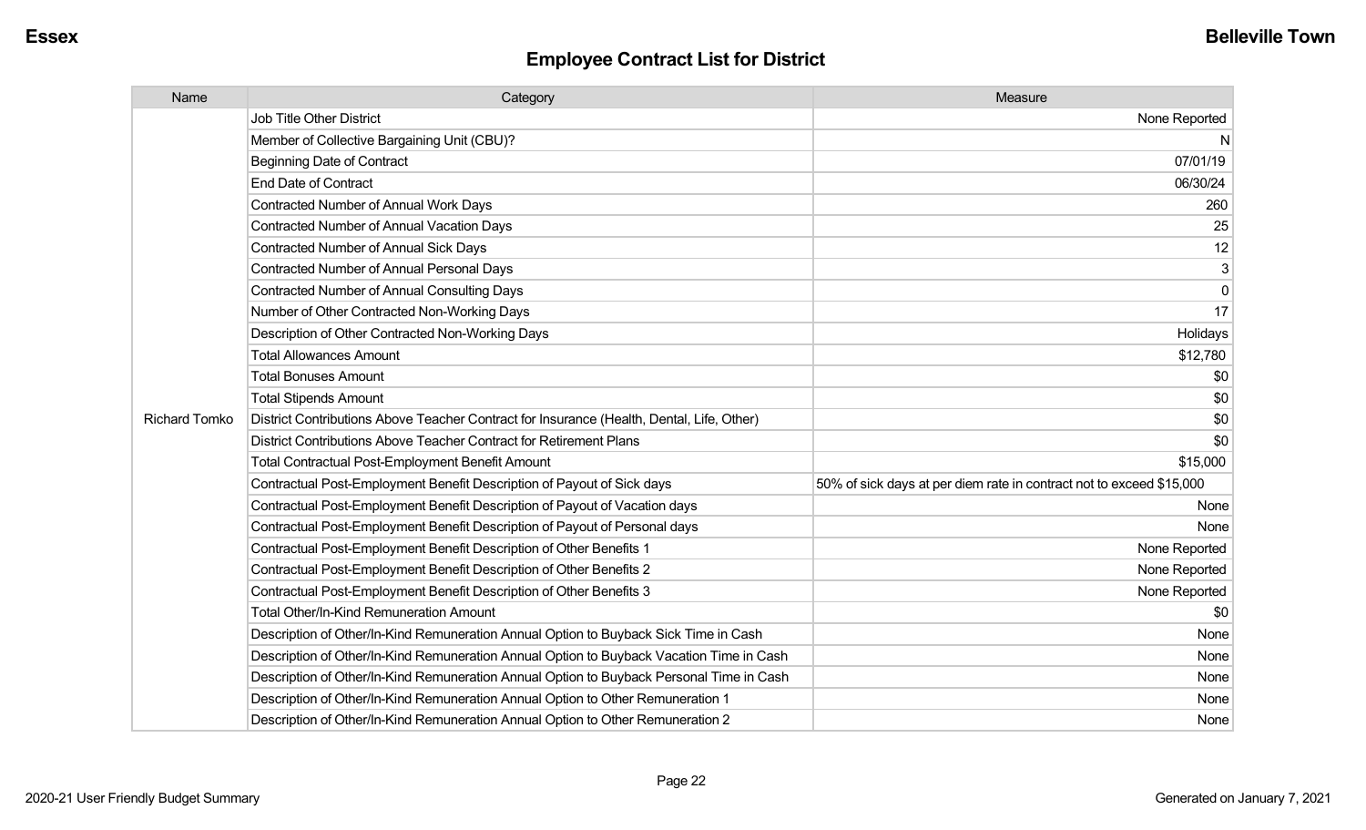## Employee Contract List for District

| Name | Category | Measure |
|---|---|---|
| Richard Tomko | Job Title Other District | None Reported |
| | Member of Collective Bargaining Unit (CBU)? | N |
| | Beginning Date of Contract | 07/01/19 |
| | End Date of Contract | 06/30/24 |
| | Contracted Number of Annual Work Days | 260 |
| | Contracted Number of Annual Vacation Days | 25 |
| | Contracted Number of Annual Sick Days | 12 |
| | Contracted Number of Annual Personal Days | 3 |
| | Contracted Number of Annual Consulting Days | 0 |
| | Number of Other Contracted Non-Working Days | 17 |
| | Description of Other Contracted Non-Working Days | Holidays |
| | Total Allowances Amount | $12,780 |
| | Total Bonuses Amount | $0 |
| | Total Stipends Amount | $0 |
| | District Contributions Above Teacher Contract for Insurance (Health, Dental, Life, Other) | $0 |
| | District Contributions Above Teacher Contract for Retirement Plans | $0 |
| | Total Contractual Post-Employment Benefit Amount | $15,000 |
| | Contractual Post-Employment Benefit Description of Payout of Sick days | 50% of sick days at per diem rate in contract not to exceed $15,000 |
| | Contractual Post-Employment Benefit Description of Payout of Vacation days | None |
| | Contractual Post-Employment Benefit Description of Payout of Personal days | None |
| | Contractual Post-Employment Benefit Description of Other Benefits 1 | None Reported |
| | Contractual Post-Employment Benefit Description of Other Benefits 2 | None Reported |
| | Contractual Post-Employment Benefit Description of Other Benefits 3 | None Reported |
| | Total Other/In-Kind Remuneration Amount | $0 |
| | Description of Other/In-Kind Remuneration Annual Option to Buyback Sick Time in Cash | None |
| | Description of Other/In-Kind Remuneration Annual Option to Buyback Vacation Time in Cash | None |
| | Description of Other/In-Kind Remuneration Annual Option to Buyback Personal Time in Cash | None |
| | Description of Other/In-Kind Remuneration Annual Option to Other Remuneration 1 | None |
| | Description of Other/In-Kind Remuneration Annual Option to Other Remuneration 2 | None |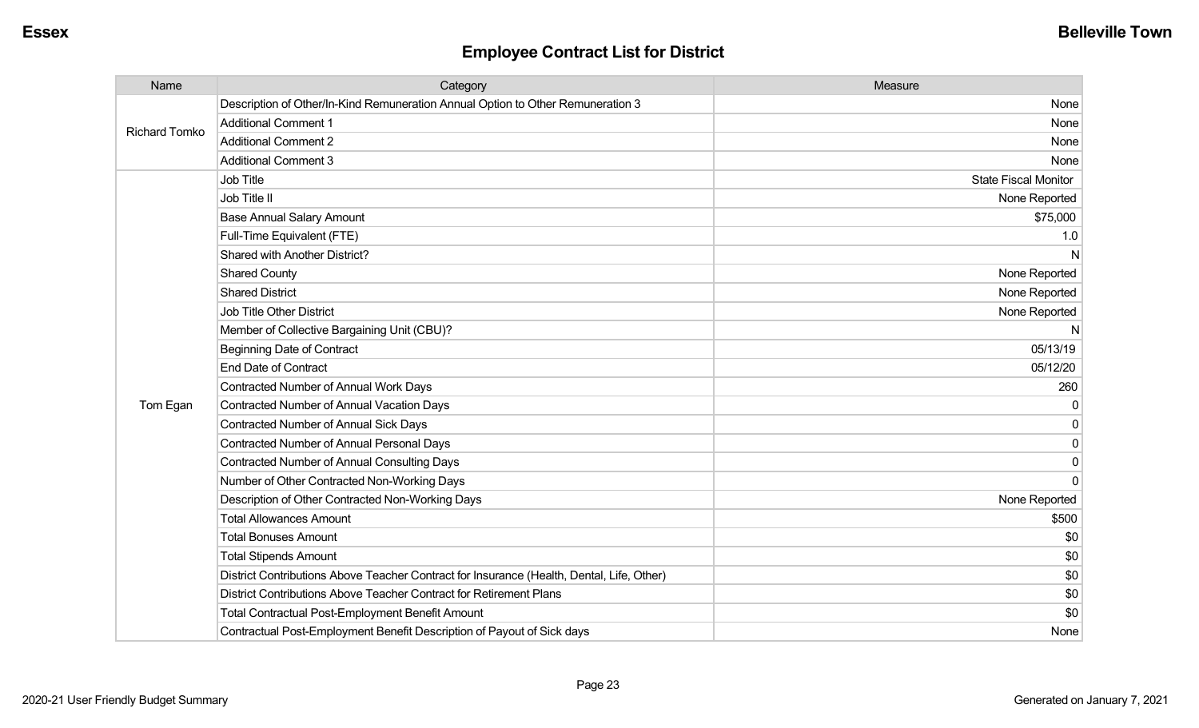## Employee Contract List for District

| Name | Category | Measure |
|---|---|---|
| Richard Tomko | Description of Other/In-Kind Remuneration Annual Option to Other Remuneration 3 | None |
| | Additional Comment 1 | None |
| | Additional Comment 2 | None |
| | Additional Comment 3 | None |
| Tom Egan | Job Title | State Fiscal Monitor |
| | Job Title II | None Reported |
| | Base Annual Salary Amount | $75,000 |
| | Full-Time Equivalent (FTE) | 1.0 |
| | Shared with Another District? | N |
| | Shared County | None Reported |
| | Shared District | None Reported |
| | Job Title Other District | None Reported |
| | Member of Collective Bargaining Unit (CBU)? | N |
| | Beginning Date of Contract | 05/13/19 |
| | End Date of Contract | 05/12/20 |
| | Contracted Number of Annual Work Days | 260 |
| | Contracted Number of Annual Vacation Days | 0 |
| | Contracted Number of Annual Sick Days | 0 |
| | Contracted Number of Annual Personal Days | 0 |
| | Contracted Number of Annual Consulting Days | 0 |
| | Number of Other Contracted Non-Working Days | 0 |
| | Description of Other Contracted Non-Working Days | None Reported |
| | Total Allowances Amount | $500 |
| | Total Bonuses Amount | $0 |
| | Total Stipends Amount | $0 |
| | District Contributions Above Teacher Contract for Insurance (Health, Dental, Life, Other) | $0 |
| | District Contributions Above Teacher Contract for Retirement Plans | $0 |
| | Total Contractual Post-Employment Benefit Amount | $0 |
| | Contractual Post-Employment Benefit Description of Payout of Sick days | None |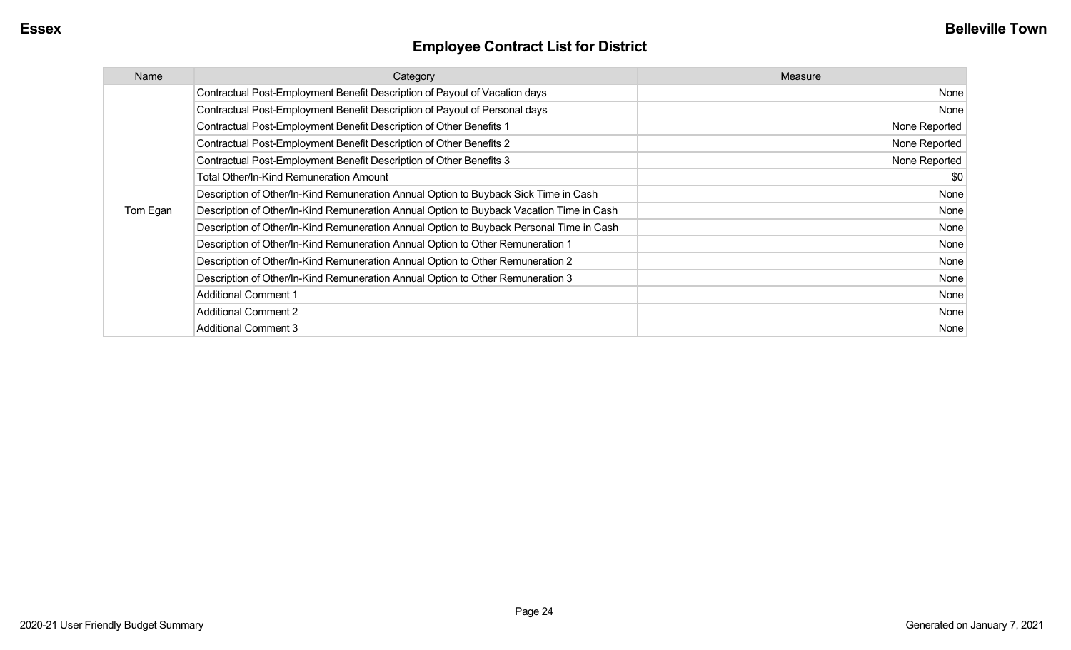## Employee Contract List for District

| Name | Category | Measure |
|---|---|---|
| Tom Egan | Contractual Post-Employment Benefit Description of Payout of Vacation days | None |
| | Contractual Post-Employment Benefit Description of Payout of Personal days | None |
| | Contractual Post-Employment Benefit Description of Other Benefits 1 | None Reported |
| | Contractual Post-Employment Benefit Description of Other Benefits 2 | None Reported |
| | Contractual Post-Employment Benefit Description of Other Benefits 3 | None Reported |
| | Total Other/In-Kind Remuneration Amount | $0 |
| | Description of Other/In-Kind Remuneration Annual Option to Buyback Sick Time in Cash | None |
| | Description of Other/In-Kind Remuneration Annual Option to Buyback Vacation Time in Cash | None |
| | Description of Other/In-Kind Remuneration Annual Option to Buyback Personal Time in Cash | None |
| | Description of Other/In-Kind Remuneration Annual Option to Other Remuneration 1 | None |
| | Description of Other/In-Kind Remuneration Annual Option to Other Remuneration 2 | None |
| | Description of Other/In-Kind Remuneration Annual Option to Other Remuneration 3 | None |
| | Additional Comment 1 | None |
| | Additional Comment 2 | None |
| | Additional Comment 3 | None |